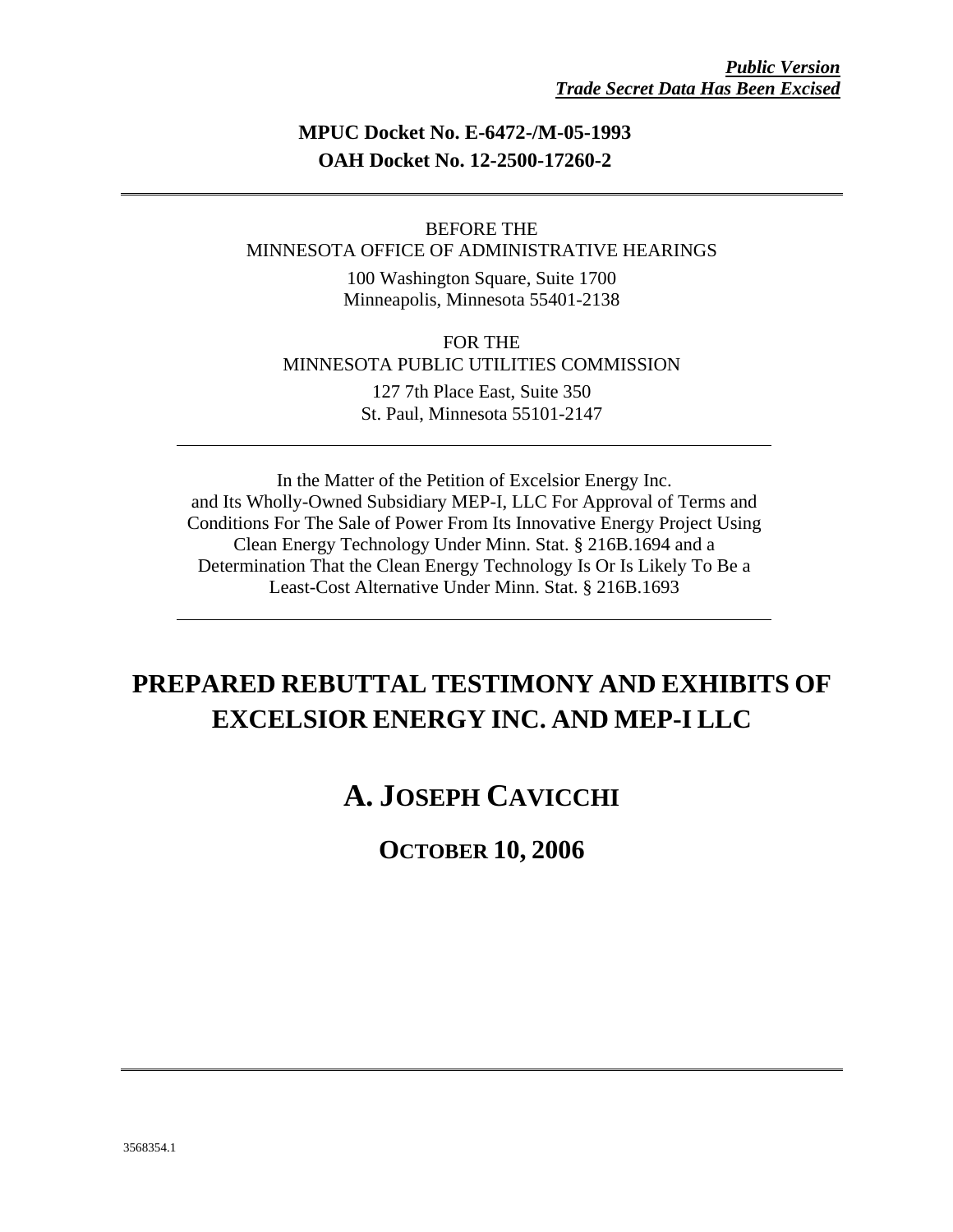***Public Version***
***Trade Secret Data Has Been Excised***

**MPUC Docket No. E-6472-/M-05-1993**
**OAH Docket No. 12-2500-17260-2**

---

BEFORE THE
MINNESOTA OFFICE OF ADMINISTRATIVE HEARINGS

100 Washington Square, Suite 1700
Minneapolis, Minnesota 55401-2138

FOR THE
MINNESOTA PUBLIC UTILITIES COMMISSION

127 7th Place East, Suite 350
St. Paul, Minnesota 55101-2147

---

In the Matter of the Petition of Excelsior Energy Inc. and Its Wholly-Owned Subsidiary MEP-I, LLC For Approval of Terms and Conditions For The Sale of Power From Its Innovative Energy Project Using Clean Energy Technology Under Minn. Stat. § 216B.1694 and a Determination That the Clean Energy Technology Is Or Is Likely To Be a Least-Cost Alternative Under Minn. Stat. § 216B.1693

---

# PREPARED REBUTTAL TESTIMONY AND EXHIBITS OF EXCELSIOR ENERGY INC. AND MEP-I LLC

# A. JOSEPH CAVICCHI

## OCTOBER 10, 2006

---

3568354.1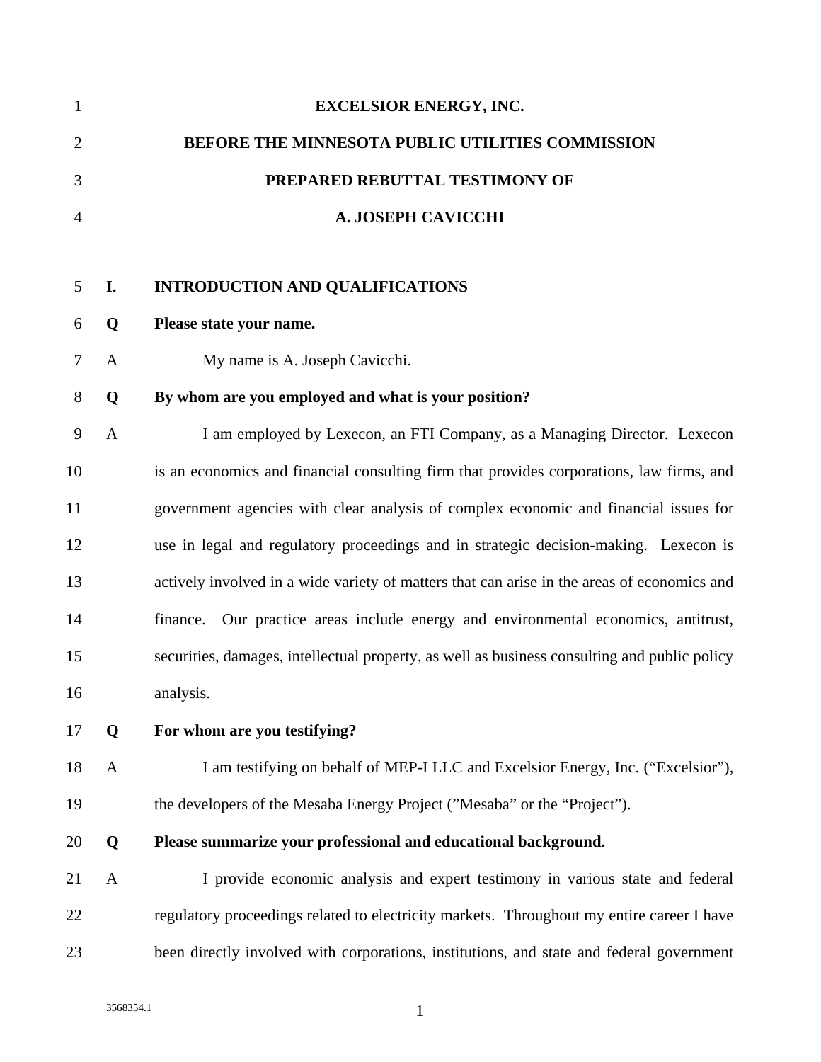**EXCELSIOR ENERGY, INC.**

**BEFORE THE MINNESOTA PUBLIC UTILITIES COMMISSION**

**PREPARED REBUTTAL TESTIMONY OF**

**A. JOSEPH CAVICCHI**

## I. INTRODUCTION AND QUALIFICATIONS

**Q Please state your name.**

A My name is A. Joseph Cavicchi.

**Q By whom are you employed and what is your position?**

A I am employed by Lexecon, an FTI Company, as a Managing Director. Lexecon is an economics and financial consulting firm that provides corporations, law firms, and government agencies with clear analysis of complex economic and financial issues for use in legal and regulatory proceedings and in strategic decision-making. Lexecon is actively involved in a wide variety of matters that can arise in the areas of economics and finance. Our practice areas include energy and environmental economics, antitrust, securities, damages, intellectual property, as well as business consulting and public policy analysis.

**Q For whom are you testifying?**

A I am testifying on behalf of MEP-I LLC and Excelsior Energy, Inc. ("Excelsior"), the developers of the Mesaba Energy Project ("Mesaba" or the "Project").

**Q Please summarize your professional and educational background.**

A I provide economic analysis and expert testimony in various state and federal regulatory proceedings related to electricity markets. Throughout my entire career I have been directly involved with corporations, institutions, and state and federal government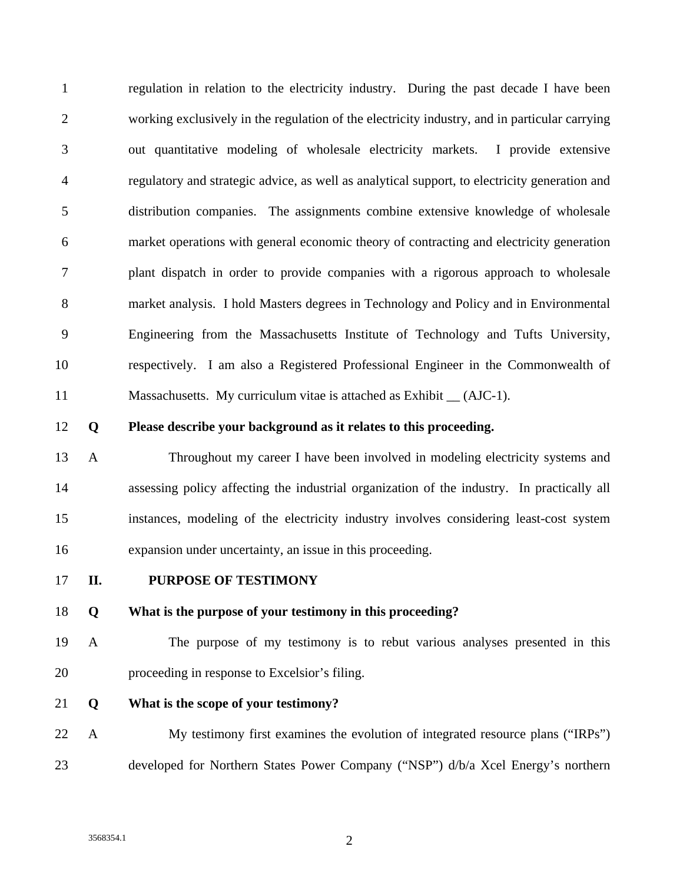regulation in relation to the electricity industry. During the past decade I have been working exclusively in the regulation of the electricity industry, and in particular carrying out quantitative modeling of wholesale electricity markets. I provide extensive regulatory and strategic advice, as well as analytical support, to electricity generation and distribution companies. The assignments combine extensive knowledge of wholesale market operations with general economic theory of contracting and electricity generation plant dispatch in order to provide companies with a rigorous approach to wholesale market analysis. I hold Masters degrees in Technology and Policy and in Environmental Engineering from the Massachusetts Institute of Technology and Tufts University, respectively. I am also a Registered Professional Engineer in the Commonwealth of Massachusetts. My curriculum vitae is attached as Exhibit __ (AJC-1).

**Q Please describe your background as it relates to this proceeding.**

A Throughout my career I have been involved in modeling electricity systems and assessing policy affecting the industrial organization of the industry. In practically all instances, modeling of the electricity industry involves considering least-cost system expansion under uncertainty, an issue in this proceeding.

## II. PURPOSE OF TESTIMONY

**Q What is the purpose of your testimony in this proceeding?**

A The purpose of my testimony is to rebut various analyses presented in this proceeding in response to Excelsior's filing.

**Q What is the scope of your testimony?**

A My testimony first examines the evolution of integrated resource plans ("IRPs") developed for Northern States Power Company ("NSP") d/b/a Xcel Energy's northern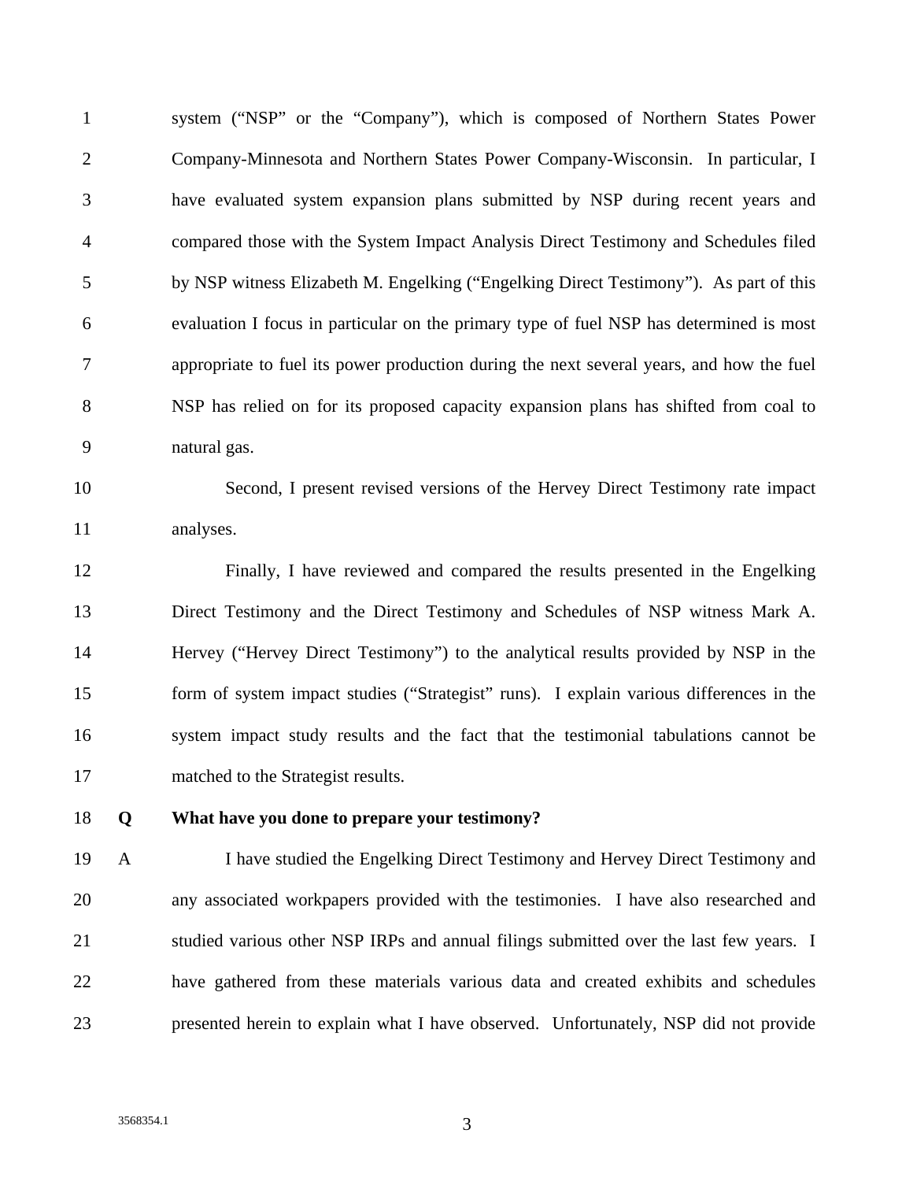system ("NSP" or the "Company"), which is composed of Northern States Power Company-Minnesota and Northern States Power Company-Wisconsin. In particular, I have evaluated system expansion plans submitted by NSP during recent years and compared those with the System Impact Analysis Direct Testimony and Schedules filed by NSP witness Elizabeth M. Engelking ("Engelking Direct Testimony"). As part of this evaluation I focus in particular on the primary type of fuel NSP has determined is most appropriate to fuel its power production during the next several years, and how the fuel NSP has relied on for its proposed capacity expansion plans has shifted from coal to natural gas.

Second, I present revised versions of the Hervey Direct Testimony rate impact analyses.

Finally, I have reviewed and compared the results presented in the Engelking Direct Testimony and the Direct Testimony and Schedules of NSP witness Mark A. Hervey ("Hervey Direct Testimony") to the analytical results provided by NSP in the form of system impact studies ("Strategist" runs). I explain various differences in the system impact study results and the fact that the testimonial tabulations cannot be matched to the Strategist results.

**Q What have you done to prepare your testimony?**

A I have studied the Engelking Direct Testimony and Hervey Direct Testimony and any associated workpapers provided with the testimonies. I have also researched and studied various other NSP IRPs and annual filings submitted over the last few years. I have gathered from these materials various data and created exhibits and schedules presented herein to explain what I have observed. Unfortunately, NSP did not provide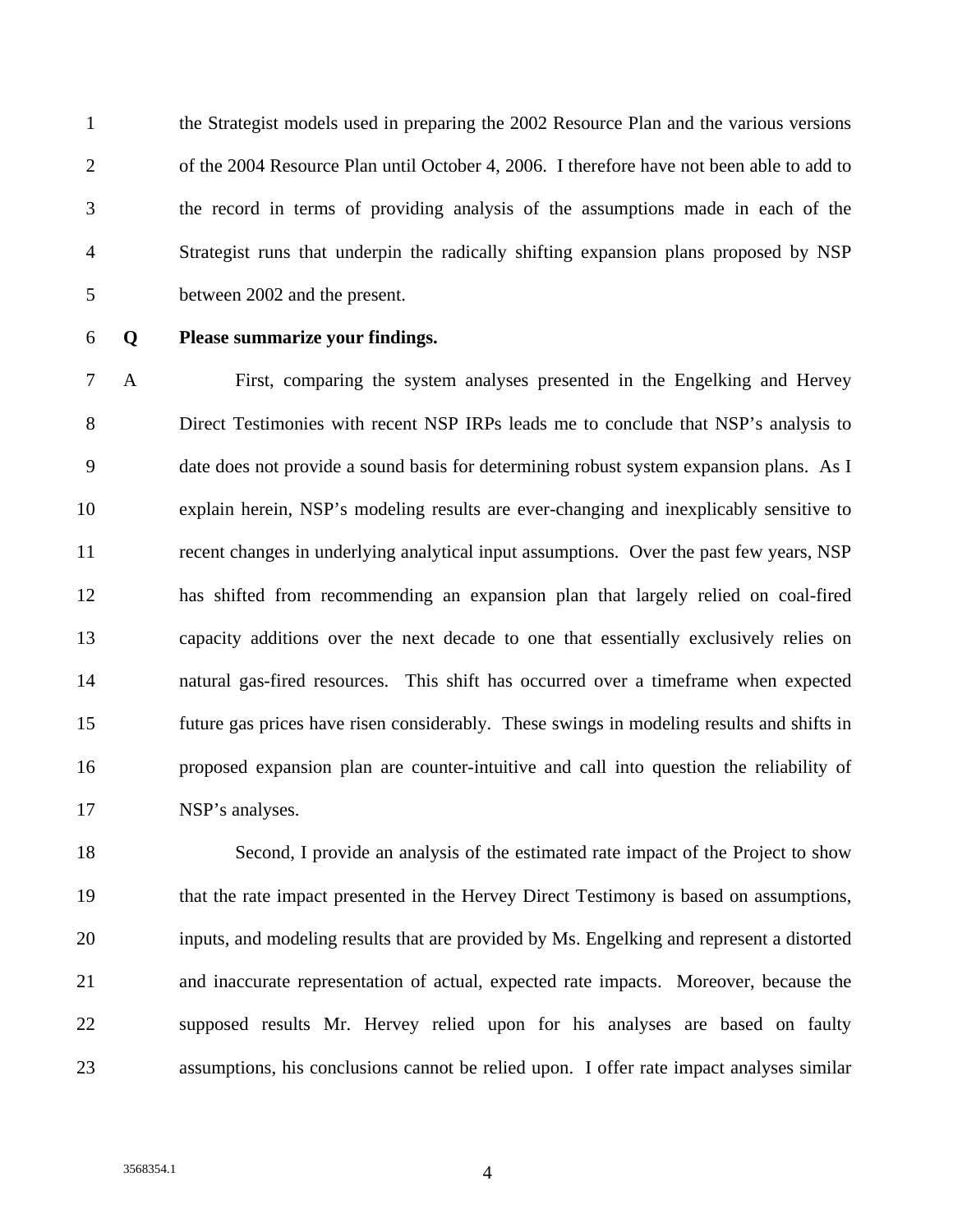the Strategist models used in preparing the 2002 Resource Plan and the various versions of the 2004 Resource Plan until October 4, 2006. I therefore have not been able to add to the record in terms of providing analysis of the assumptions made in each of the Strategist runs that underpin the radically shifting expansion plans proposed by NSP between 2002 and the present.

**Q Please summarize your findings.**

A First, comparing the system analyses presented in the Engelking and Hervey Direct Testimonies with recent NSP IRPs leads me to conclude that NSP's analysis to date does not provide a sound basis for determining robust system expansion plans. As I explain herein, NSP's modeling results are ever-changing and inexplicably sensitive to recent changes in underlying analytical input assumptions. Over the past few years, NSP has shifted from recommending an expansion plan that largely relied on coal-fired capacity additions over the next decade to one that essentially exclusively relies on natural gas-fired resources. This shift has occurred over a timeframe when expected future gas prices have risen considerably. These swings in modeling results and shifts in proposed expansion plan are counter-intuitive and call into question the reliability of NSP's analyses.

Second, I provide an analysis of the estimated rate impact of the Project to show that the rate impact presented in the Hervey Direct Testimony is based on assumptions, inputs, and modeling results that are provided by Ms. Engelking and represent a distorted and inaccurate representation of actual, expected rate impacts. Moreover, because the supposed results Mr. Hervey relied upon for his analyses are based on faulty assumptions, his conclusions cannot be relied upon. I offer rate impact analyses similar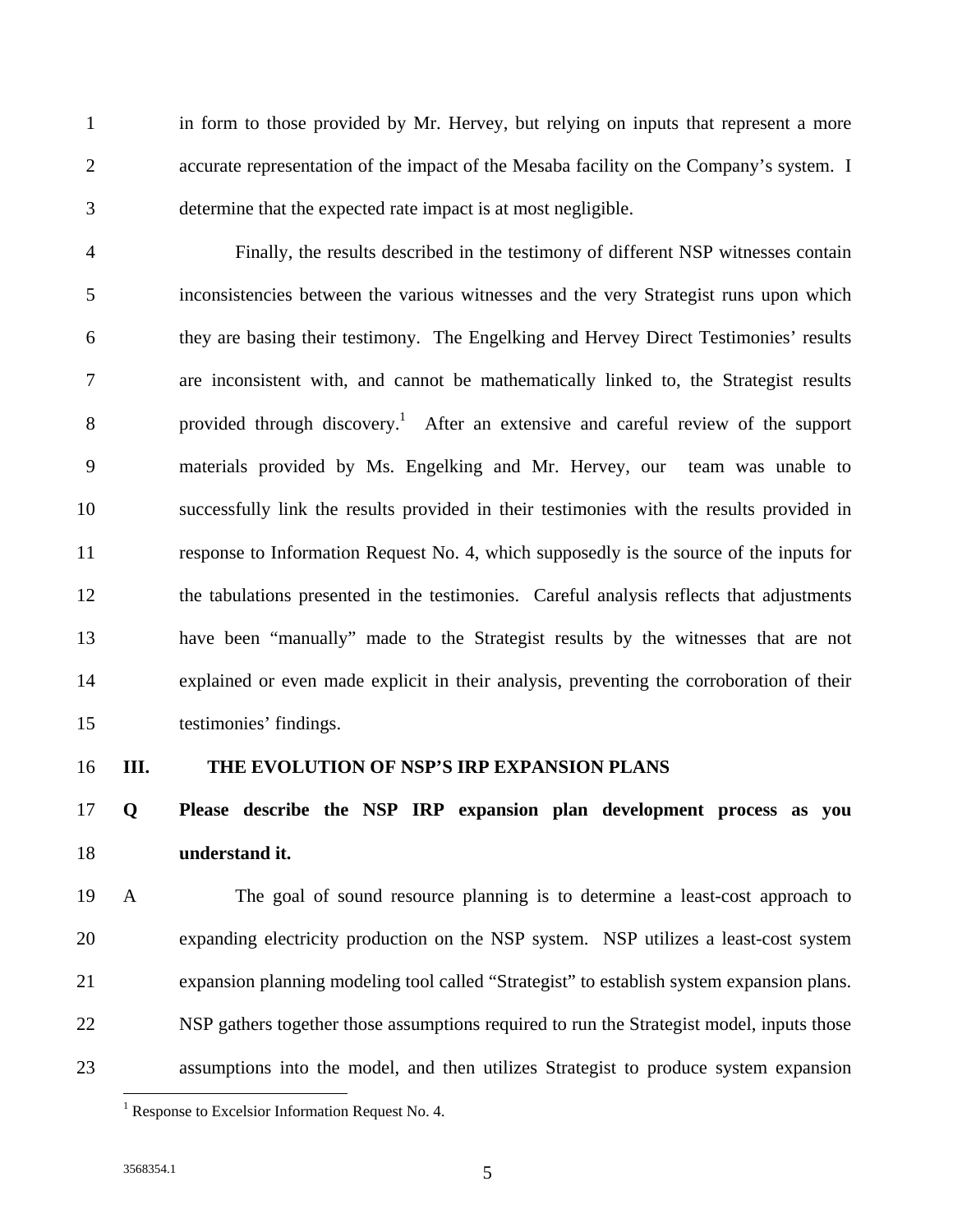in form to those provided by Mr. Hervey, but relying on inputs that represent a more accurate representation of the impact of the Mesaba facility on the Company's system. I determine that the expected rate impact is at most negligible.

Finally, the results described in the testimony of different NSP witnesses contain inconsistencies between the various witnesses and the very Strategist runs upon which they are basing their testimony. The Engelking and Hervey Direct Testimonies' results are inconsistent with, and cannot be mathematically linked to, the Strategist results provided through discovery.[1] After an extensive and careful review of the support materials provided by Ms. Engelking and Mr. Hervey, our team was unable to successfully link the results provided in their testimonies with the results provided in response to Information Request No. 4, which supposedly is the source of the inputs for the tabulations presented in the testimonies. Careful analysis reflects that adjustments have been "manually" made to the Strategist results by the witnesses that are not explained or even made explicit in their analysis, preventing the corroboration of their testimonies' findings.

## III. THE EVOLUTION OF NSP'S IRP EXPANSION PLANS

**Q Please describe the NSP IRP expansion plan development process as you understand it.**

A The goal of sound resource planning is to determine a least-cost approach to expanding electricity production on the NSP system. NSP utilizes a least-cost system expansion planning modeling tool called "Strategist" to establish system expansion plans. NSP gathers together those assumptions required to run the Strategist model, inputs those assumptions into the model, and then utilizes Strategist to produce system expansion

[1] Response to Excelsior Information Request No. 4.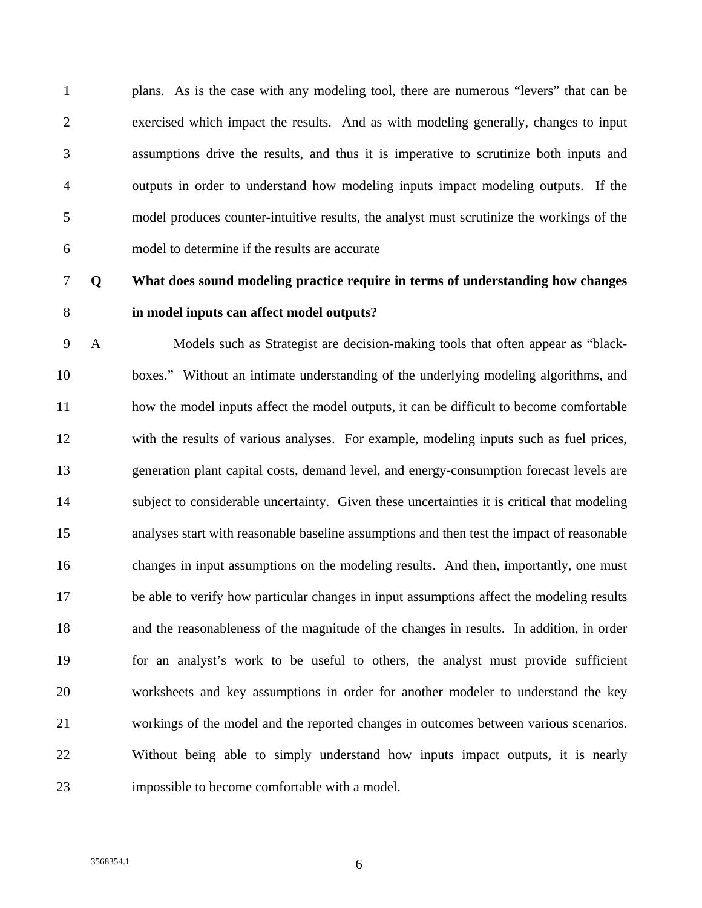plans. As is the case with any modeling tool, there are numerous "levers" that can be exercised which impact the results. And as with modeling generally, changes to input assumptions drive the results, and thus it is imperative to scrutinize both inputs and outputs in order to understand how modeling inputs impact modeling outputs. If the model produces counter-intuitive results, the analyst must scrutinize the workings of the model to determine if the results are accurate

**Q What does sound modeling practice require in terms of understanding how changes in model inputs can affect model outputs?**

A Models such as Strategist are decision-making tools that often appear as "black-boxes." Without an intimate understanding of the underlying modeling algorithms, and how the model inputs affect the model outputs, it can be difficult to become comfortable with the results of various analyses. For example, modeling inputs such as fuel prices, generation plant capital costs, demand level, and energy-consumption forecast levels are subject to considerable uncertainty. Given these uncertainties it is critical that modeling analyses start with reasonable baseline assumptions and then test the impact of reasonable changes in input assumptions on the modeling results. And then, importantly, one must be able to verify how particular changes in input assumptions affect the modeling results and the reasonableness of the magnitude of the changes in results. In addition, in order for an analyst's work to be useful to others, the analyst must provide sufficient worksheets and key assumptions in order for another modeler to understand the key workings of the model and the reported changes in outcomes between various scenarios. Without being able to simply understand how inputs impact outputs, it is nearly impossible to become comfortable with a model.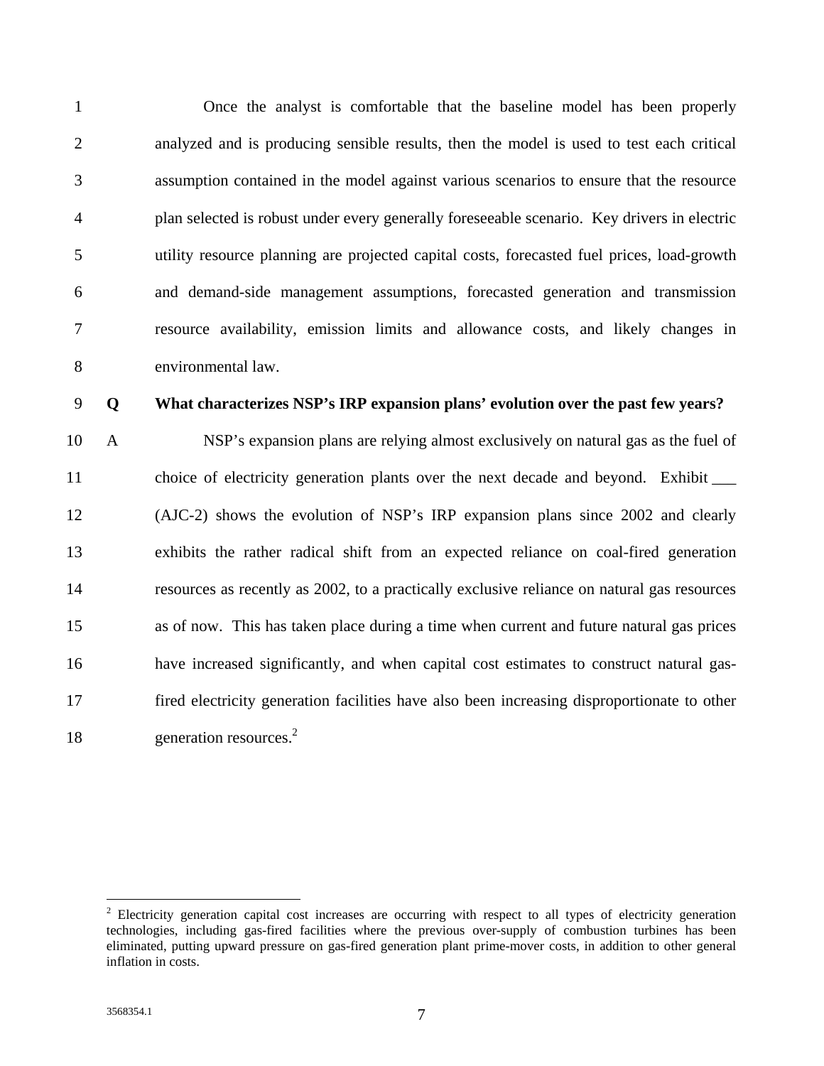Once the analyst is comfortable that the baseline model has been properly analyzed and is producing sensible results, then the model is used to test each critical assumption contained in the model against various scenarios to ensure that the resource plan selected is robust under every generally foreseeable scenario. Key drivers in electric utility resource planning are projected capital costs, forecasted fuel prices, load-growth and demand-side management assumptions, forecasted generation and transmission resource availability, emission limits and allowance costs, and likely changes in environmental law.

**Q What characterizes NSP's IRP expansion plans' evolution over the past few years?**

A NSP's expansion plans are relying almost exclusively on natural gas as the fuel of choice of electricity generation plants over the next decade and beyond. Exhibit ___ (AJC-2) shows the evolution of NSP's IRP expansion plans since 2002 and clearly exhibits the rather radical shift from an expected reliance on coal-fired generation resources as recently as 2002, to a practically exclusive reliance on natural gas resources as of now. This has taken place during a time when current and future natural gas prices have increased significantly, and when capital cost estimates to construct natural gas-fired electricity generation facilities have also been increasing disproportionate to other generation resources.[2]

[2] Electricity generation capital cost increases are occurring with respect to all types of electricity generation technologies, including gas-fired facilities where the previous over-supply of combustion turbines has been eliminated, putting upward pressure on gas-fired generation plant prime-mover costs, in addition to other general inflation in costs.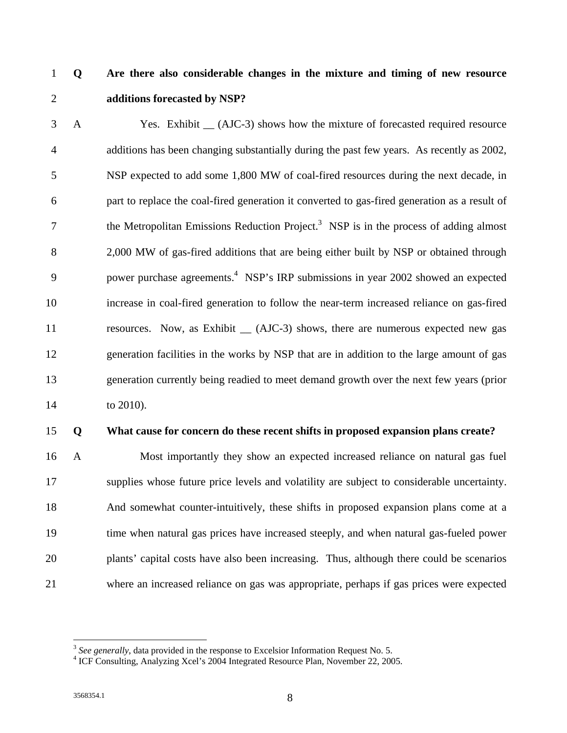**Q Are there also considerable changes in the mixture and timing of new resource additions forecasted by NSP?**

A Yes. Exhibit __ (AJC-3) shows how the mixture of forecasted required resource additions has been changing substantially during the past few years. As recently as 2002, NSP expected to add some 1,800 MW of coal-fired resources during the next decade, in part to replace the coal-fired generation it converted to gas-fired generation as a result of the Metropolitan Emissions Reduction Project.[3] NSP is in the process of adding almost 2,000 MW of gas-fired additions that are being either built by NSP or obtained through power purchase agreements.[4] NSP's IRP submissions in year 2002 showed an expected increase in coal-fired generation to follow the near-term increased reliance on gas-fired resources. Now, as Exhibit __ (AJC-3) shows, there are numerous expected new gas generation facilities in the works by NSP that are in addition to the large amount of gas generation currently being readied to meet demand growth over the next few years (prior to 2010).

**Q What cause for concern do these recent shifts in proposed expansion plans create?**

A Most importantly they show an expected increased reliance on natural gas fuel supplies whose future price levels and volatility are subject to considerable uncertainty. And somewhat counter-intuitively, these shifts in proposed expansion plans come at a time when natural gas prices have increased steeply, and when natural gas-fueled power plants' capital costs have also been increasing. Thus, although there could be scenarios where an increased reliance on gas was appropriate, perhaps if gas prices were expected

---

[3] *See generally*, data provided in the response to Excelsior Information Request No. 5.

[4] ICF Consulting, Analyzing Xcel's 2004 Integrated Resource Plan, November 22, 2005.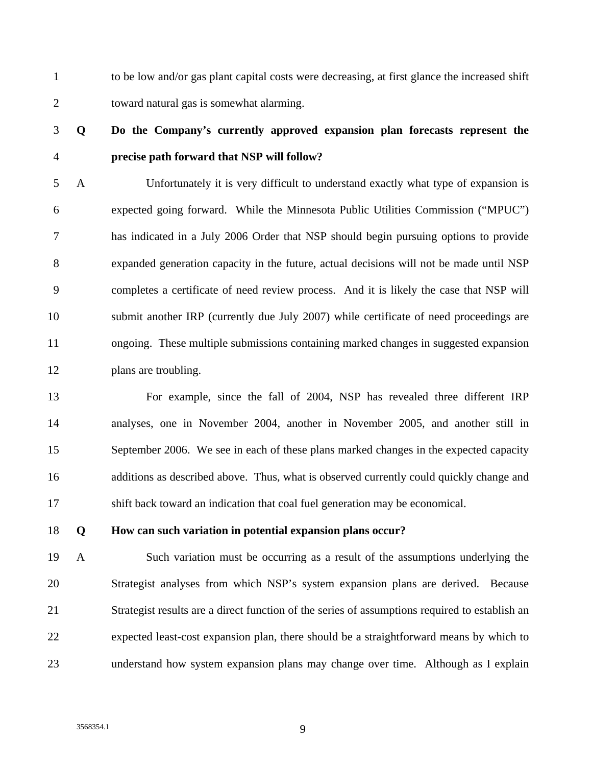to be low and/or gas plant capital costs were decreasing, at first glance the increased shift toward natural gas is somewhat alarming.

**Q Do the Company's currently approved expansion plan forecasts represent the precise path forward that NSP will follow?**

A Unfortunately it is very difficult to understand exactly what type of expansion is expected going forward. While the Minnesota Public Utilities Commission ("MPUC") has indicated in a July 2006 Order that NSP should begin pursuing options to provide expanded generation capacity in the future, actual decisions will not be made until NSP completes a certificate of need review process. And it is likely the case that NSP will submit another IRP (currently due July 2007) while certificate of need proceedings are ongoing. These multiple submissions containing marked changes in suggested expansion plans are troubling.

For example, since the fall of 2004, NSP has revealed three different IRP analyses, one in November 2004, another in November 2005, and another still in September 2006. We see in each of these plans marked changes in the expected capacity additions as described above. Thus, what is observed currently could quickly change and shift back toward an indication that coal fuel generation may be economical.

**Q How can such variation in potential expansion plans occur?**

A Such variation must be occurring as a result of the assumptions underlying the Strategist analyses from which NSP's system expansion plans are derived. Because Strategist results are a direct function of the series of assumptions required to establish an expected least-cost expansion plan, there should be a straightforward means by which to understand how system expansion plans may change over time. Although as I explain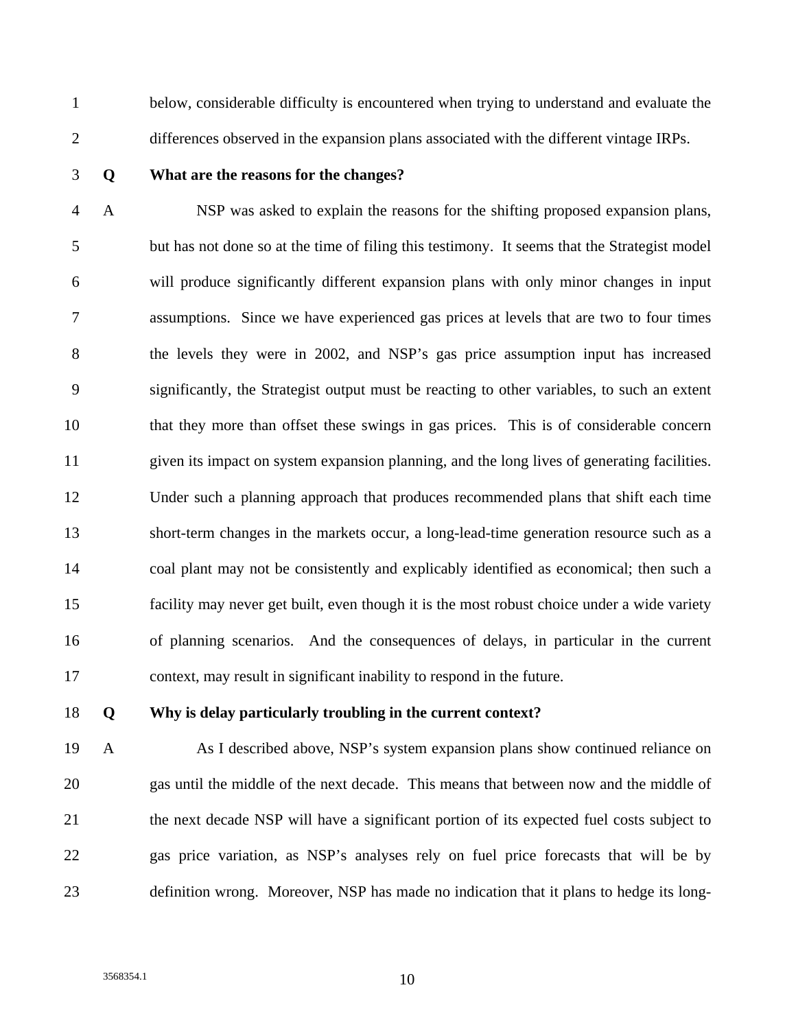below, considerable difficulty is encountered when trying to understand and evaluate the differences observed in the expansion plans associated with the different vintage IRPs.

**Q What are the reasons for the changes?**

A NSP was asked to explain the reasons for the shifting proposed expansion plans, but has not done so at the time of filing this testimony. It seems that the Strategist model will produce significantly different expansion plans with only minor changes in input assumptions. Since we have experienced gas prices at levels that are two to four times the levels they were in 2002, and NSP's gas price assumption input has increased significantly, the Strategist output must be reacting to other variables, to such an extent that they more than offset these swings in gas prices. This is of considerable concern given its impact on system expansion planning, and the long lives of generating facilities. Under such a planning approach that produces recommended plans that shift each time short-term changes in the markets occur, a long-lead-time generation resource such as a coal plant may not be consistently and explicably identified as economical; then such a facility may never get built, even though it is the most robust choice under a wide variety of planning scenarios. And the consequences of delays, in particular in the current context, may result in significant inability to respond in the future.

**Q Why is delay particularly troubling in the current context?**

A As I described above, NSP's system expansion plans show continued reliance on gas until the middle of the next decade. This means that between now and the middle of the next decade NSP will have a significant portion of its expected fuel costs subject to gas price variation, as NSP's analyses rely on fuel price forecasts that will be by definition wrong. Moreover, NSP has made no indication that it plans to hedge its long-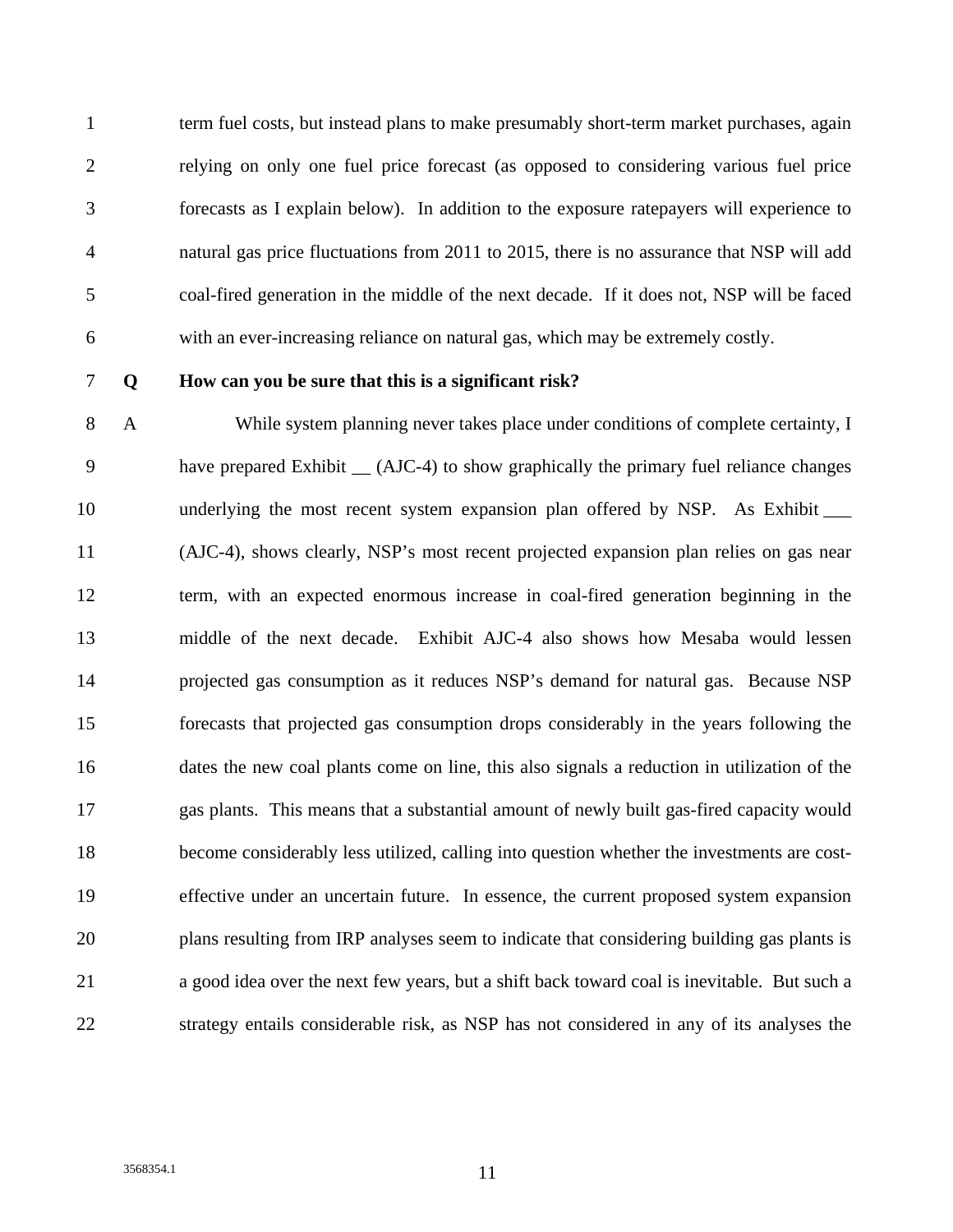term fuel costs, but instead plans to make presumably short-term market purchases, again relying on only one fuel price forecast (as opposed to considering various fuel price forecasts as I explain below). In addition to the exposure ratepayers will experience to natural gas price fluctuations from 2011 to 2015, there is no assurance that NSP will add coal-fired generation in the middle of the next decade. If it does not, NSP will be faced with an ever-increasing reliance on natural gas, which may be extremely costly.

**Q How can you be sure that this is a significant risk?**

A While system planning never takes place under conditions of complete certainty, I have prepared Exhibit __ (AJC-4) to show graphically the primary fuel reliance changes underlying the most recent system expansion plan offered by NSP. As Exhibit ___ (AJC-4), shows clearly, NSP's most recent projected expansion plan relies on gas near term, with an expected enormous increase in coal-fired generation beginning in the middle of the next decade. Exhibit AJC-4 also shows how Mesaba would lessen projected gas consumption as it reduces NSP's demand for natural gas. Because NSP forecasts that projected gas consumption drops considerably in the years following the dates the new coal plants come on line, this also signals a reduction in utilization of the gas plants. This means that a substantial amount of newly built gas-fired capacity would become considerably less utilized, calling into question whether the investments are cost-effective under an uncertain future. In essence, the current proposed system expansion plans resulting from IRP analyses seem to indicate that considering building gas plants is a good idea over the next few years, but a shift back toward coal is inevitable. But such a strategy entails considerable risk, as NSP has not considered in any of its analyses the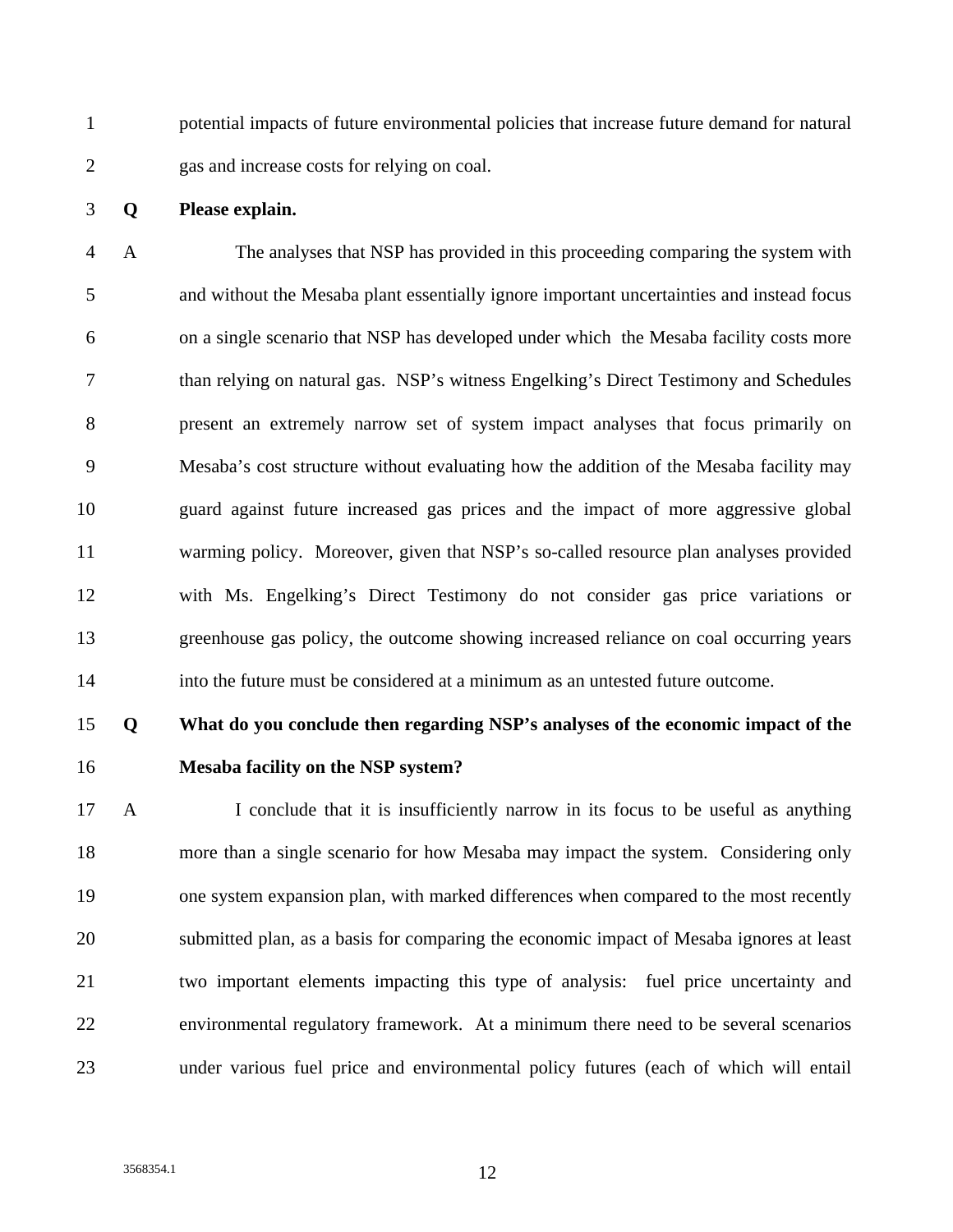potential impacts of future environmental policies that increase future demand for natural gas and increase costs for relying on coal.

**Q Please explain.**

A The analyses that NSP has provided in this proceeding comparing the system with and without the Mesaba plant essentially ignore important uncertainties and instead focus on a single scenario that NSP has developed under which the Mesaba facility costs more than relying on natural gas. NSP's witness Engelking's Direct Testimony and Schedules present an extremely narrow set of system impact analyses that focus primarily on Mesaba's cost structure without evaluating how the addition of the Mesaba facility may guard against future increased gas prices and the impact of more aggressive global warming policy. Moreover, given that NSP's so-called resource plan analyses provided with Ms. Engelking's Direct Testimony do not consider gas price variations or greenhouse gas policy, the outcome showing increased reliance on coal occurring years into the future must be considered at a minimum as an untested future outcome.

**Q What do you conclude then regarding NSP's analyses of the economic impact of the Mesaba facility on the NSP system?**

A I conclude that it is insufficiently narrow in its focus to be useful as anything more than a single scenario for how Mesaba may impact the system. Considering only one system expansion plan, with marked differences when compared to the most recently submitted plan, as a basis for comparing the economic impact of Mesaba ignores at least two important elements impacting this type of analysis: fuel price uncertainty and environmental regulatory framework. At a minimum there need to be several scenarios under various fuel price and environmental policy futures (each of which will entail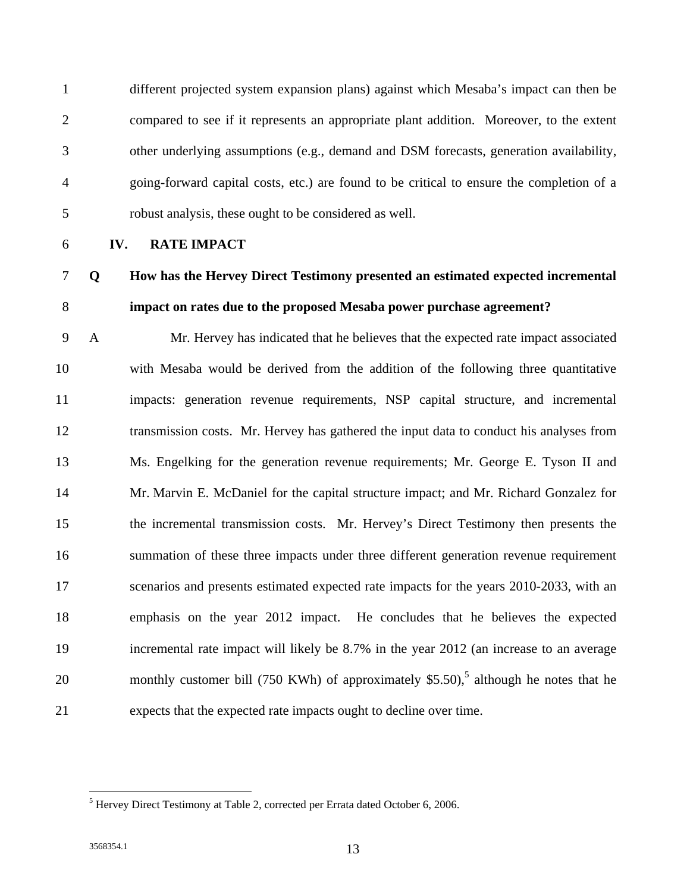different projected system expansion plans) against which Mesaba's impact can then be compared to see if it represents an appropriate plant addition. Moreover, to the extent other underlying assumptions (e.g., demand and DSM forecasts, generation availability, going-forward capital costs, etc.) are found to be critical to ensure the completion of a robust analysis, these ought to be considered as well.

## IV. RATE IMPACT

**Q How has the Hervey Direct Testimony presented an estimated expected incremental impact on rates due to the proposed Mesaba power purchase agreement?**

A Mr. Hervey has indicated that he believes that the expected rate impact associated with Mesaba would be derived from the addition of the following three quantitative impacts: generation revenue requirements, NSP capital structure, and incremental transmission costs. Mr. Hervey has gathered the input data to conduct his analyses from Ms. Engelking for the generation revenue requirements; Mr. George E. Tyson II and Mr. Marvin E. McDaniel for the capital structure impact; and Mr. Richard Gonzalez for the incremental transmission costs. Mr. Hervey's Direct Testimony then presents the summation of these three impacts under three different generation revenue requirement scenarios and presents estimated expected rate impacts for the years 2010-2033, with an emphasis on the year 2012 impact. He concludes that he believes the expected incremental rate impact will likely be 8.7% in the year 2012 (an increase to an average monthly customer bill (750 KWh) of approximately $5.50),[5] although he notes that he expects that the expected rate impacts ought to decline over time.

---

[5] Hervey Direct Testimony at Table 2, corrected per Errata dated October 6, 2006.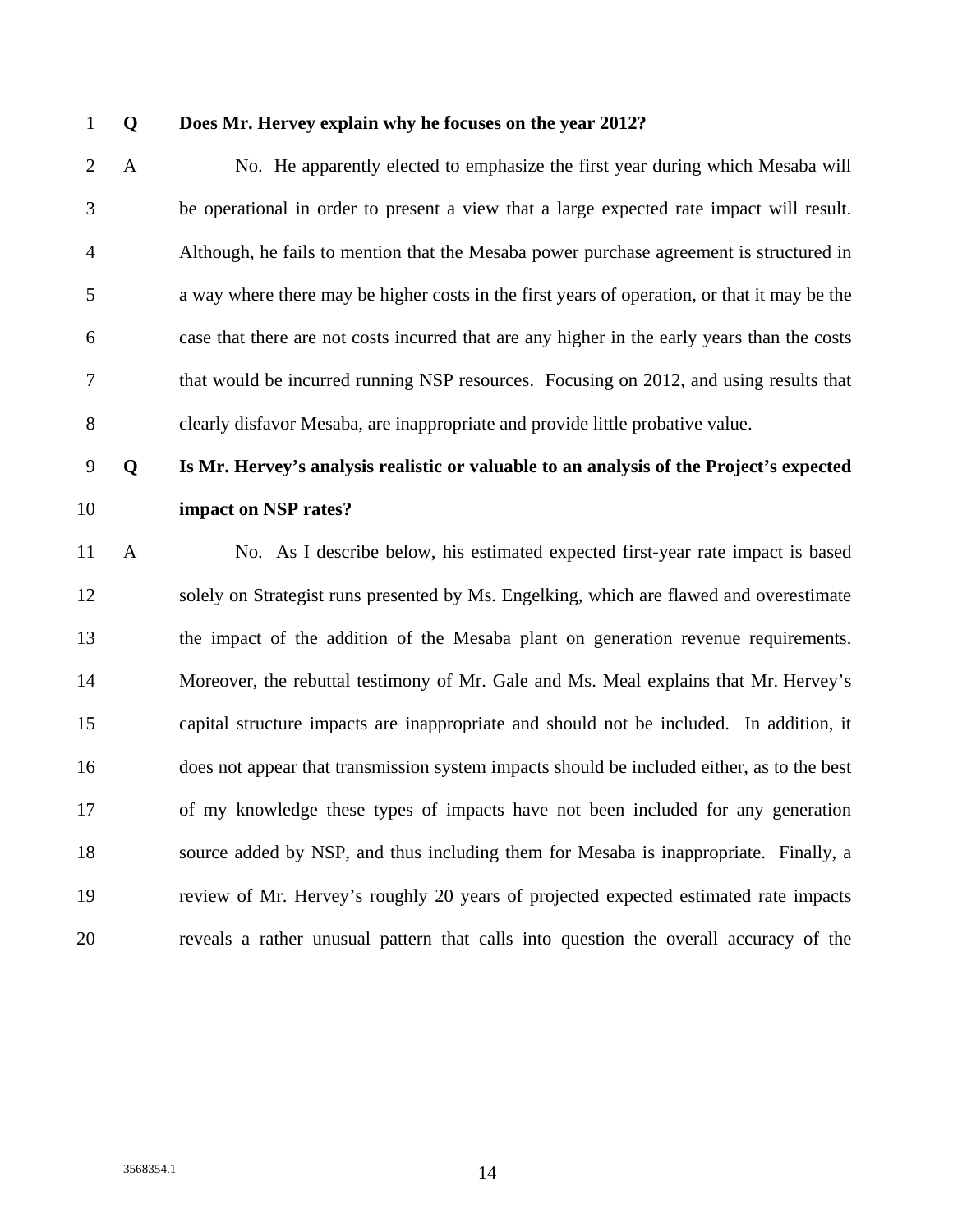**Q Does Mr. Hervey explain why he focuses on the year 2012?**

A No. He apparently elected to emphasize the first year during which Mesaba will be operational in order to present a view that a large expected rate impact will result. Although, he fails to mention that the Mesaba power purchase agreement is structured in a way where there may be higher costs in the first years of operation, or that it may be the case that there are not costs incurred that are any higher in the early years than the costs that would be incurred running NSP resources. Focusing on 2012, and using results that clearly disfavor Mesaba, are inappropriate and provide little probative value.

**Q Is Mr. Hervey's analysis realistic or valuable to an analysis of the Project's expected impact on NSP rates?**

A No. As I describe below, his estimated expected first-year rate impact is based solely on Strategist runs presented by Ms. Engelking, which are flawed and overestimate the impact of the addition of the Mesaba plant on generation revenue requirements. Moreover, the rebuttal testimony of Mr. Gale and Ms. Meal explains that Mr. Hervey's capital structure impacts are inappropriate and should not be included. In addition, it does not appear that transmission system impacts should be included either, as to the best of my knowledge these types of impacts have not been included for any generation source added by NSP, and thus including them for Mesaba is inappropriate. Finally, a review of Mr. Hervey's roughly 20 years of projected expected estimated rate impacts reveals a rather unusual pattern that calls into question the overall accuracy of the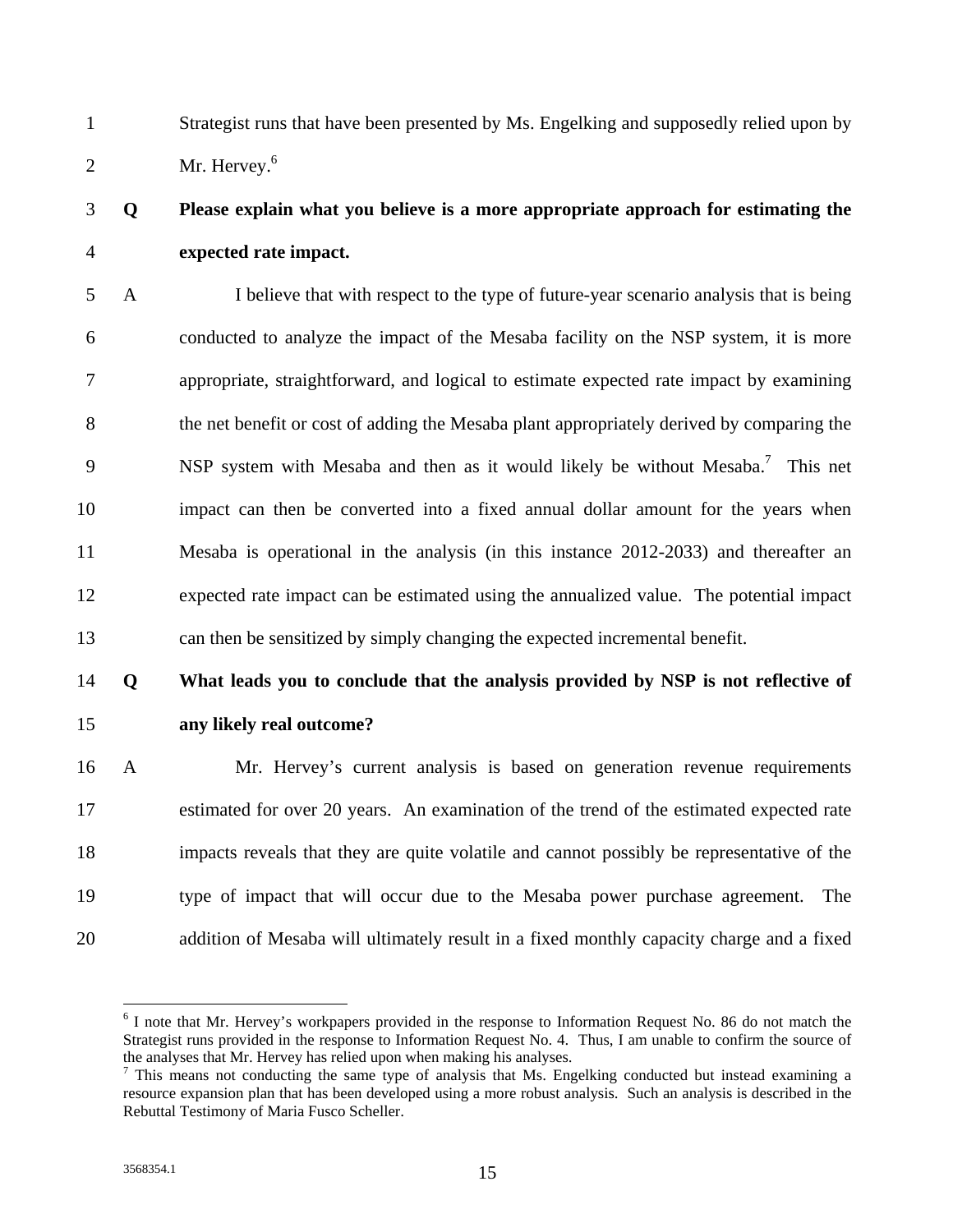Strategist runs that have been presented by Ms. Engelking and supposedly relied upon by Mr. Hervey.[6]

**Q Please explain what you believe is a more appropriate approach for estimating the expected rate impact.**

A I believe that with respect to the type of future-year scenario analysis that is being conducted to analyze the impact of the Mesaba facility on the NSP system, it is more appropriate, straightforward, and logical to estimate expected rate impact by examining the net benefit or cost of adding the Mesaba plant appropriately derived by comparing the NSP system with Mesaba and then as it would likely be without Mesaba.[7] This net impact can then be converted into a fixed annual dollar amount for the years when Mesaba is operational in the analysis (in this instance 2012-2033) and thereafter an expected rate impact can be estimated using the annualized value. The potential impact can then be sensitized by simply changing the expected incremental benefit.

**Q What leads you to conclude that the analysis provided by NSP is not reflective of any likely real outcome?**

A Mr. Hervey's current analysis is based on generation revenue requirements estimated for over 20 years. An examination of the trend of the estimated expected rate impacts reveals that they are quite volatile and cannot possibly be representative of the type of impact that will occur due to the Mesaba power purchase agreement. The addition of Mesaba will ultimately result in a fixed monthly capacity charge and a fixed

---

[6] I note that Mr. Hervey's workpapers provided in the response to Information Request No. 86 do not match the Strategist runs provided in the response to Information Request No. 4. Thus, I am unable to confirm the source of the analyses that Mr. Hervey has relied upon when making his analyses.

[7] This means not conducting the same type of analysis that Ms. Engelking conducted but instead examining a resource expansion plan that has been developed using a more robust analysis. Such an analysis is described in the Rebuttal Testimony of Maria Fusco Scheller.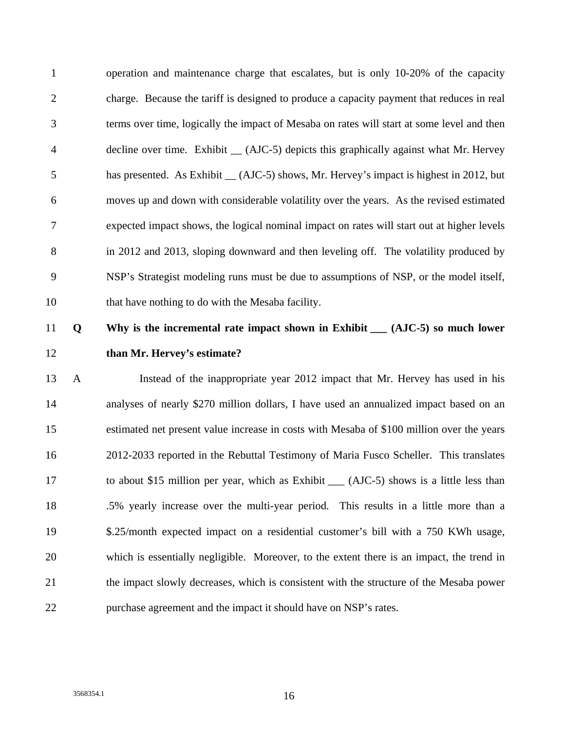operation and maintenance charge that escalates, but is only 10-20% of the capacity charge. Because the tariff is designed to produce a capacity payment that reduces in real terms over time, logically the impact of Mesaba on rates will start at some level and then decline over time. Exhibit __ (AJC-5) depicts this graphically against what Mr. Hervey has presented. As Exhibit __ (AJC-5) shows, Mr. Hervey's impact is highest in 2012, but moves up and down with considerable volatility over the years. As the revised estimated expected impact shows, the logical nominal impact on rates will start out at higher levels in 2012 and 2013, sloping downward and then leveling off. The volatility produced by NSP's Strategist modeling runs must be due to assumptions of NSP, or the model itself, that have nothing to do with the Mesaba facility.

**Q Why is the incremental rate impact shown in Exhibit ___ (AJC-5) so much lower than Mr. Hervey's estimate?**

A Instead of the inappropriate year 2012 impact that Mr. Hervey has used in his analyses of nearly $270 million dollars, I have used an annualized impact based on an estimated net present value increase in costs with Mesaba of $100 million over the years 2012-2033 reported in the Rebuttal Testimony of Maria Fusco Scheller. This translates to about $15 million per year, which as Exhibit ___ (AJC-5) shows is a little less than .5% yearly increase over the multi-year period. This results in a little more than a $.25/month expected impact on a residential customer's bill with a 750 KWh usage, which is essentially negligible. Moreover, to the extent there is an impact, the trend in the impact slowly decreases, which is consistent with the structure of the Mesaba power purchase agreement and the impact it should have on NSP's rates.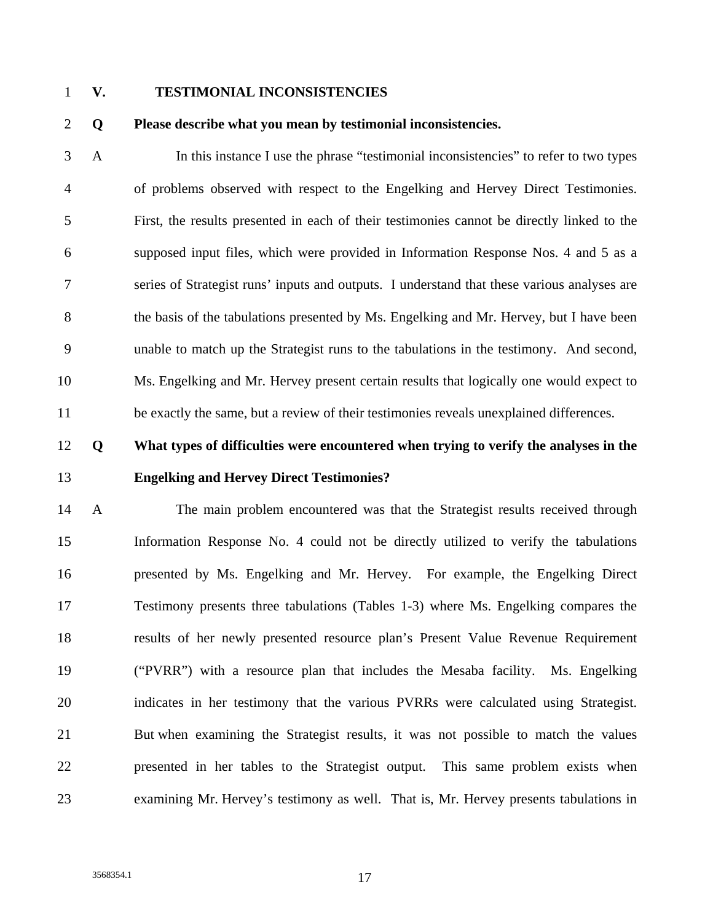## V. TESTIMONIAL INCONSISTENCIES

**Q Please describe what you mean by testimonial inconsistencies.**

A In this instance I use the phrase "testimonial inconsistencies" to refer to two types of problems observed with respect to the Engelking and Hervey Direct Testimonies. First, the results presented in each of their testimonies cannot be directly linked to the supposed input files, which were provided in Information Response Nos. 4 and 5 as a series of Strategist runs' inputs and outputs. I understand that these various analyses are the basis of the tabulations presented by Ms. Engelking and Mr. Hervey, but I have been unable to match up the Strategist runs to the tabulations in the testimony. And second, Ms. Engelking and Mr. Hervey present certain results that logically one would expect to be exactly the same, but a review of their testimonies reveals unexplained differences.

**Q What types of difficulties were encountered when trying to verify the analyses in the Engelking and Hervey Direct Testimonies?**

A The main problem encountered was that the Strategist results received through Information Response No. 4 could not be directly utilized to verify the tabulations presented by Ms. Engelking and Mr. Hervey. For example, the Engelking Direct Testimony presents three tabulations (Tables 1-3) where Ms. Engelking compares the results of her newly presented resource plan's Present Value Revenue Requirement ("PVRR") with a resource plan that includes the Mesaba facility. Ms. Engelking indicates in her testimony that the various PVRRs were calculated using Strategist. But when examining the Strategist results, it was not possible to match the values presented in her tables to the Strategist output. This same problem exists when examining Mr. Hervey's testimony as well. That is, Mr. Hervey presents tabulations in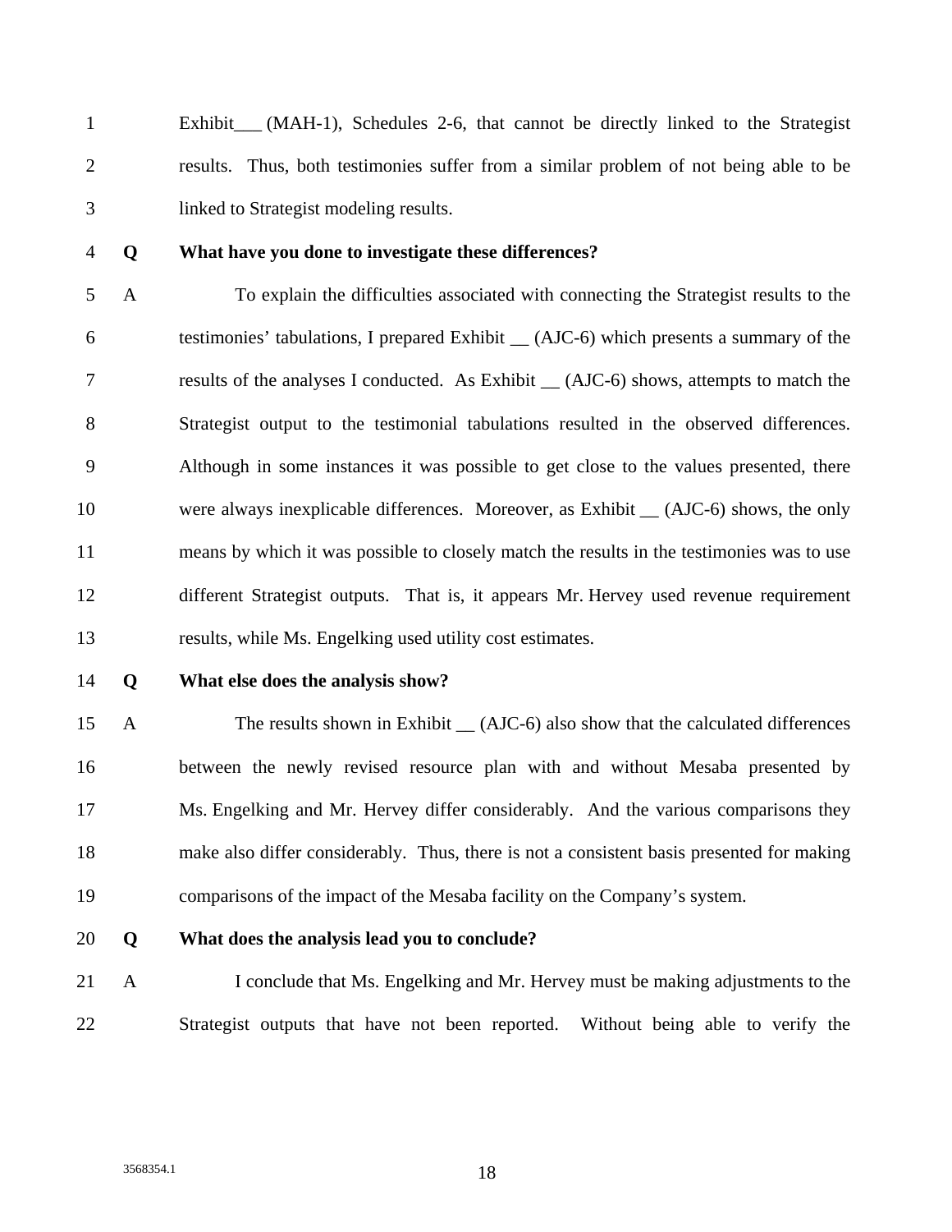Exhibit___ (MAH-1), Schedules 2-6, that cannot be directly linked to the Strategist results. Thus, both testimonies suffer from a similar problem of not being able to be linked to Strategist modeling results.

**Q What have you done to investigate these differences?**

A To explain the difficulties associated with connecting the Strategist results to the testimonies' tabulations, I prepared Exhibit __ (AJC-6) which presents a summary of the results of the analyses I conducted. As Exhibit __ (AJC-6) shows, attempts to match the Strategist output to the testimonial tabulations resulted in the observed differences. Although in some instances it was possible to get close to the values presented, there were always inexplicable differences. Moreover, as Exhibit __ (AJC-6) shows, the only means by which it was possible to closely match the results in the testimonies was to use different Strategist outputs. That is, it appears Mr. Hervey used revenue requirement results, while Ms. Engelking used utility cost estimates.

**Q What else does the analysis show?**

A The results shown in Exhibit __ (AJC-6) also show that the calculated differences between the newly revised resource plan with and without Mesaba presented by Ms. Engelking and Mr. Hervey differ considerably. And the various comparisons they make also differ considerably. Thus, there is not a consistent basis presented for making comparisons of the impact of the Mesaba facility on the Company's system.

**Q What does the analysis lead you to conclude?**

A I conclude that Ms. Engelking and Mr. Hervey must be making adjustments to the Strategist outputs that have not been reported. Without being able to verify the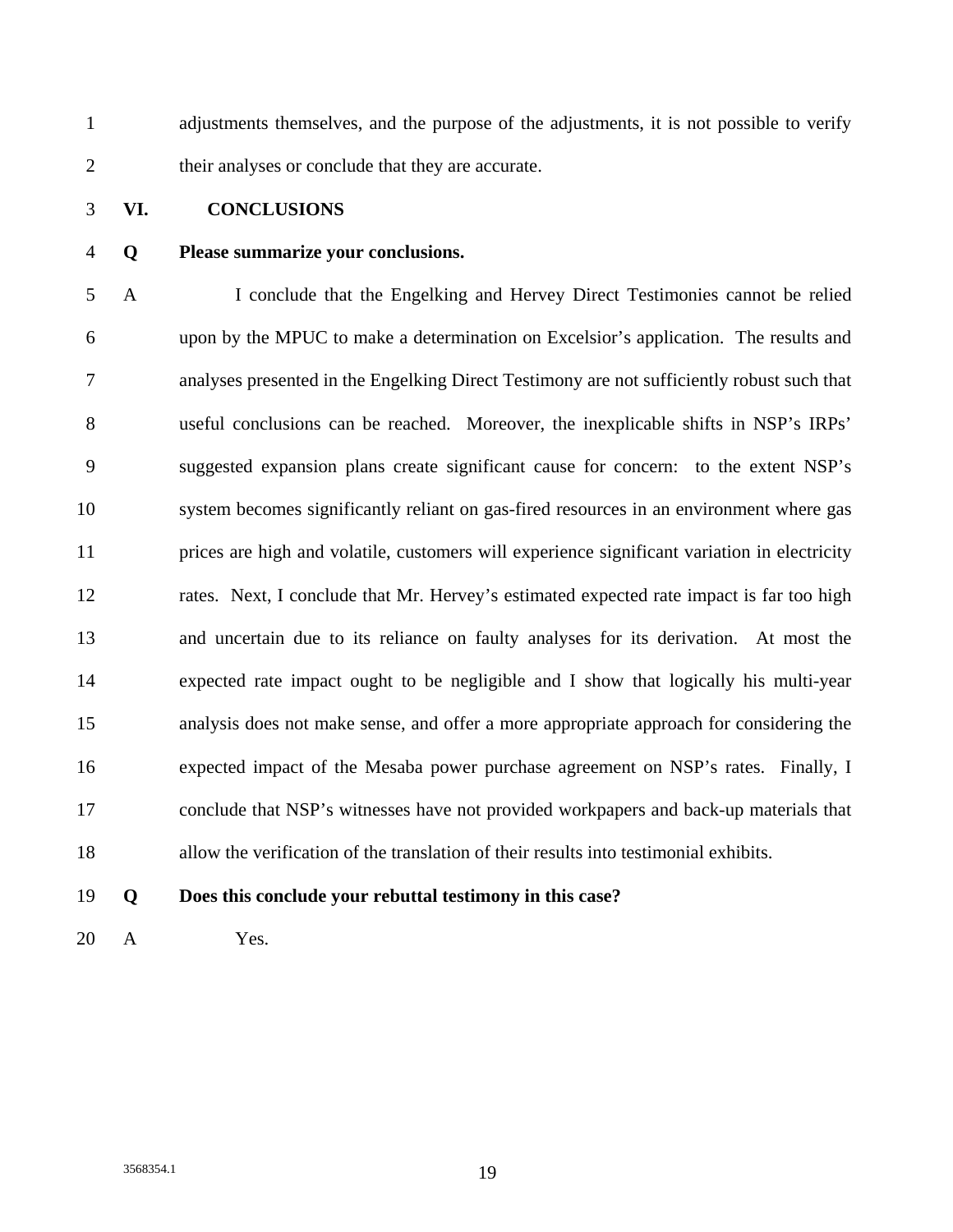adjustments themselves, and the purpose of the adjustments, it is not possible to verify their analyses or conclude that they are accurate.

## VI. CONCLUSIONS

**Q Please summarize your conclusions.**

A I conclude that the Engelking and Hervey Direct Testimonies cannot be relied upon by the MPUC to make a determination on Excelsior's application. The results and analyses presented in the Engelking Direct Testimony are not sufficiently robust such that useful conclusions can be reached. Moreover, the inexplicable shifts in NSP's IRPs' suggested expansion plans create significant cause for concern: to the extent NSP's system becomes significantly reliant on gas-fired resources in an environment where gas prices are high and volatile, customers will experience significant variation in electricity rates. Next, I conclude that Mr. Hervey's estimated expected rate impact is far too high and uncertain due to its reliance on faulty analyses for its derivation. At most the expected rate impact ought to be negligible and I show that logically his multi-year analysis does not make sense, and offer a more appropriate approach for considering the expected impact of the Mesaba power purchase agreement on NSP's rates. Finally, I conclude that NSP's witnesses have not provided workpapers and back-up materials that allow the verification of the translation of their results into testimonial exhibits.

**Q Does this conclude your rebuttal testimony in this case?**

A Yes.

3568354.1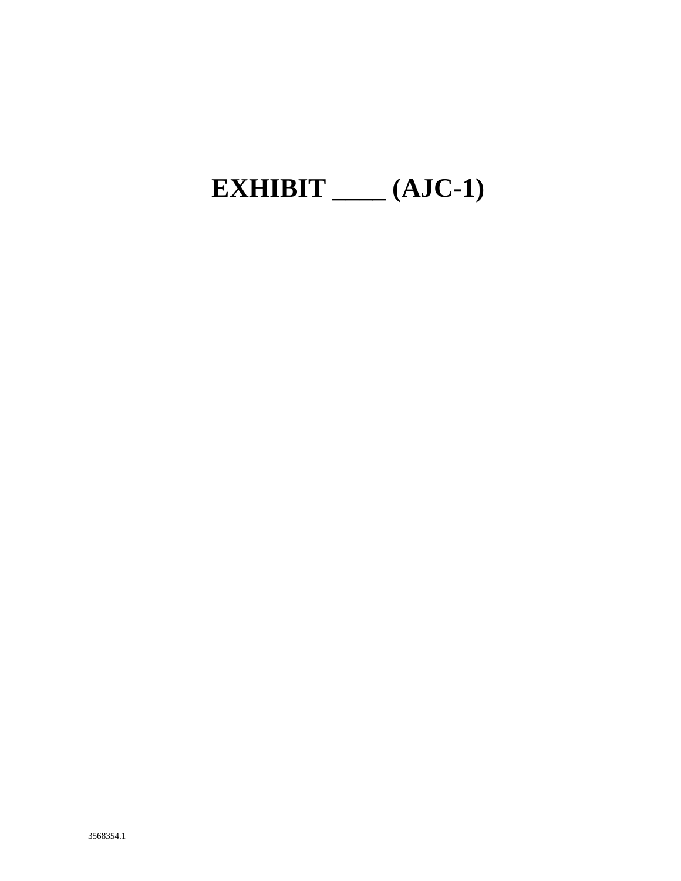# EXHIBIT ____ (AJC-1)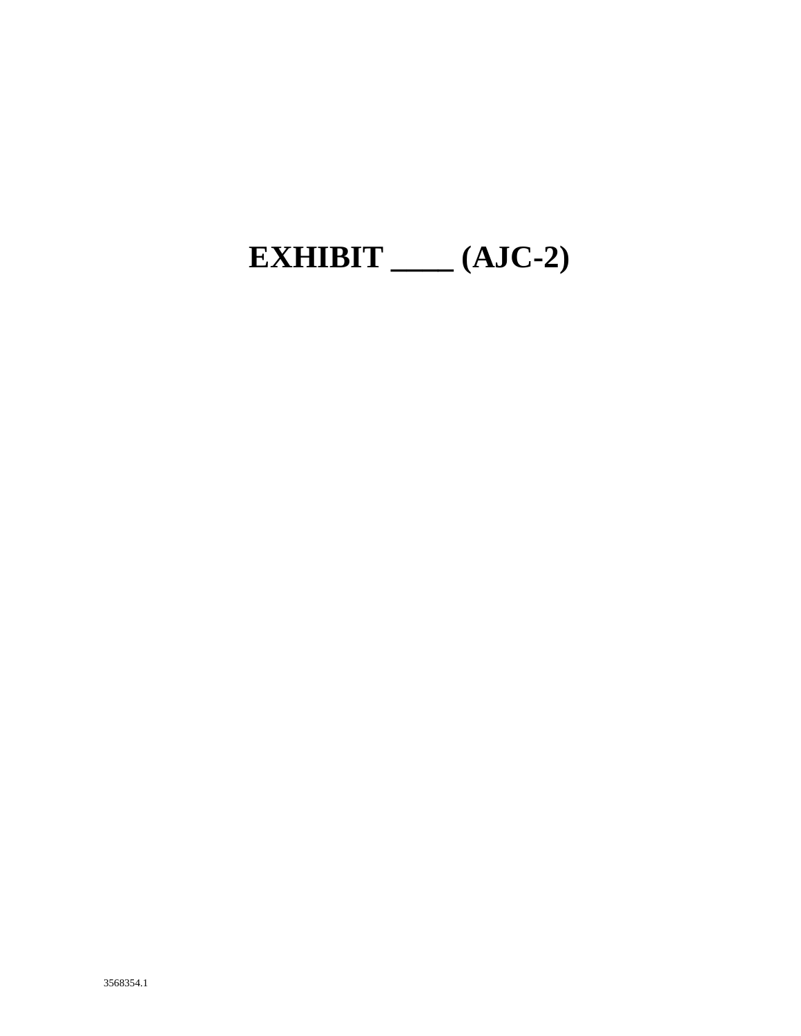# EXHIBIT ____ (AJC-2)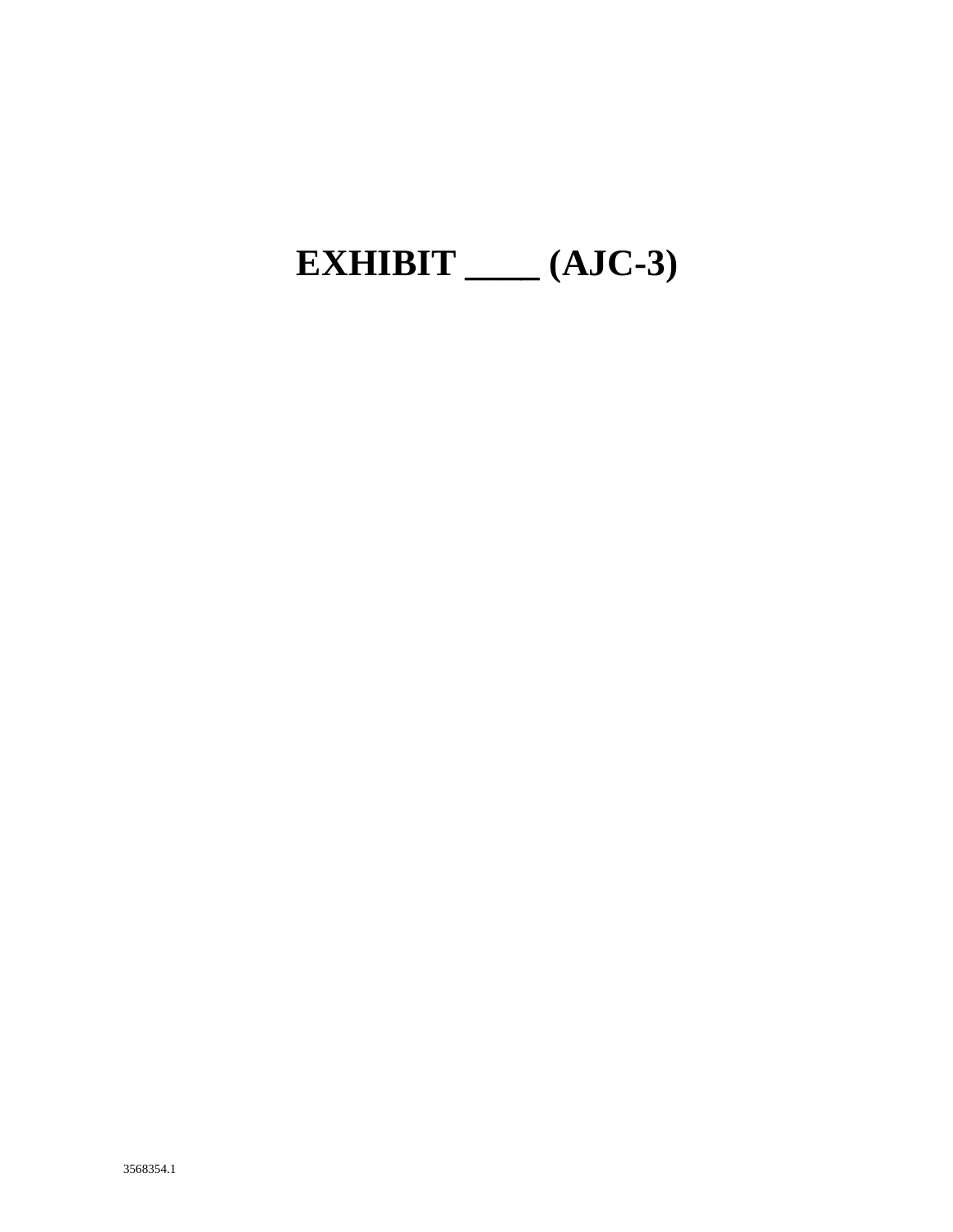# EXHIBIT ____ (AJC-3)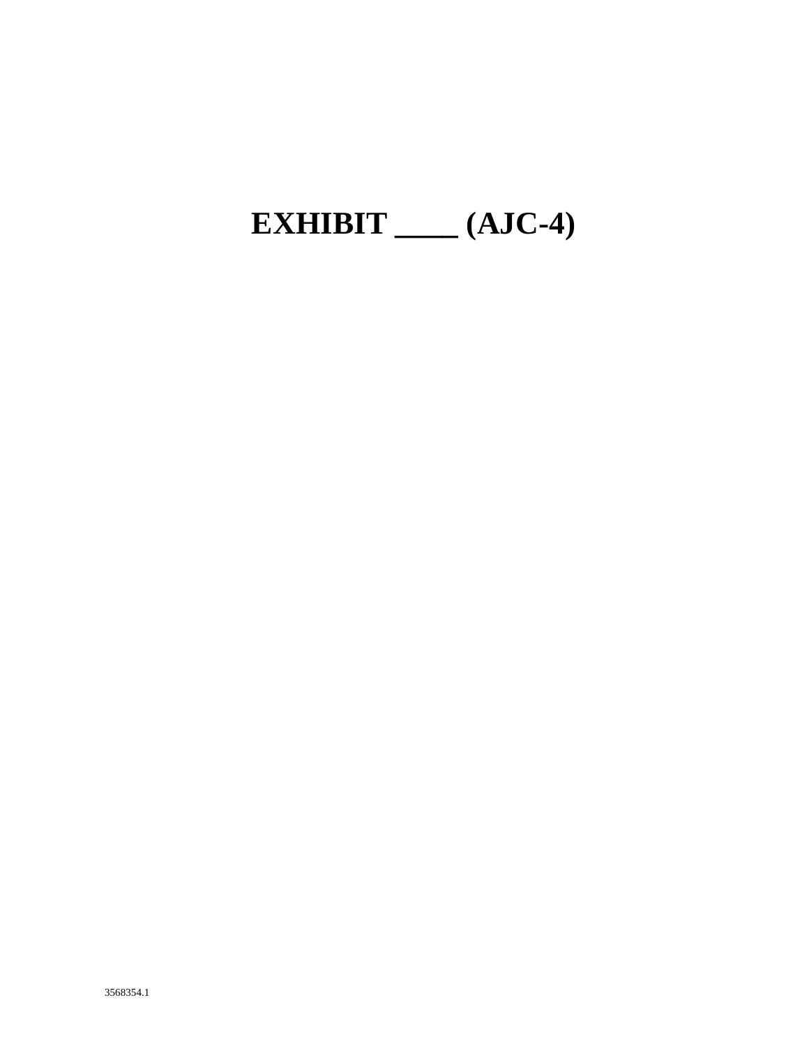# EXHIBIT ____ (AJC-4)

3568354.1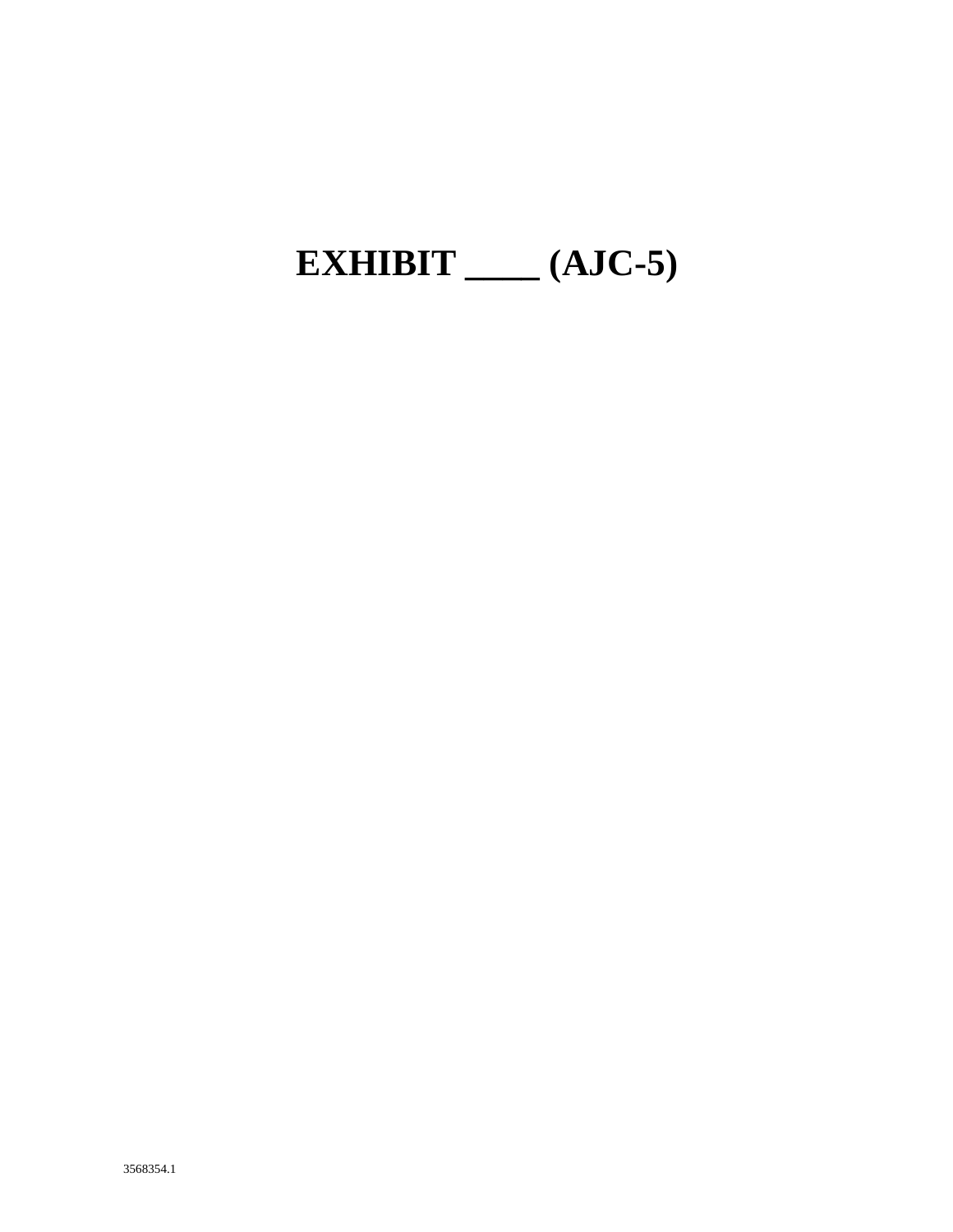# EXHIBIT ____ (AJC-5)

3568354.1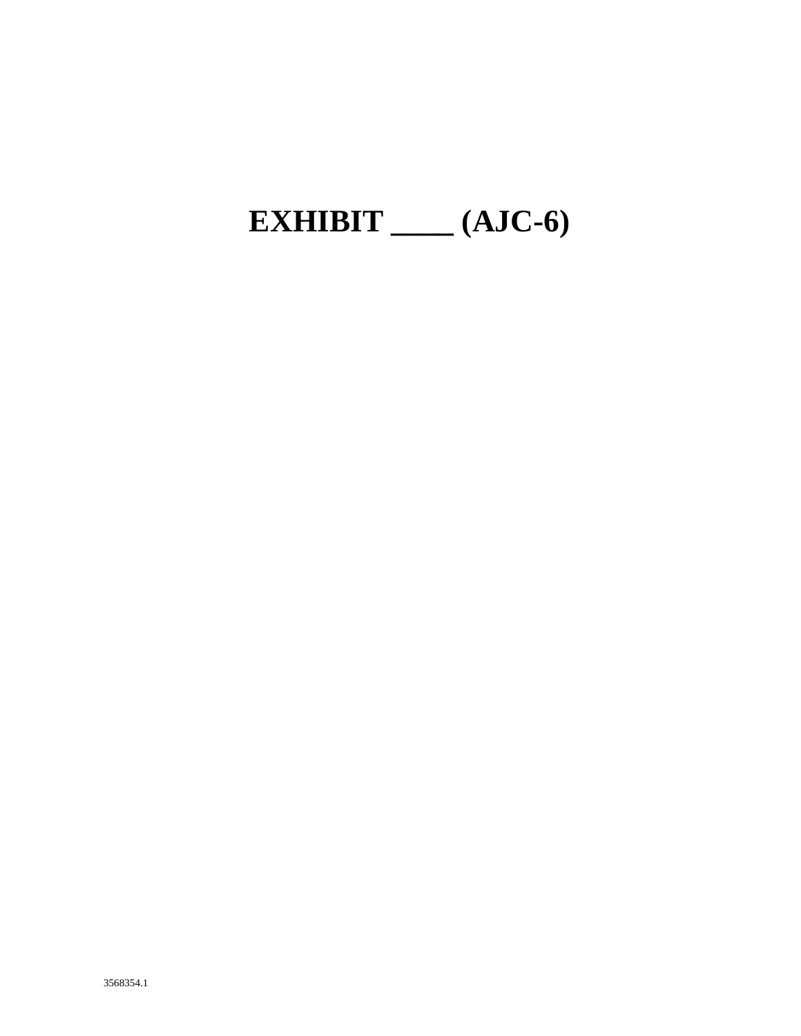# EXHIBIT ____ (AJC-6)

3568354.1